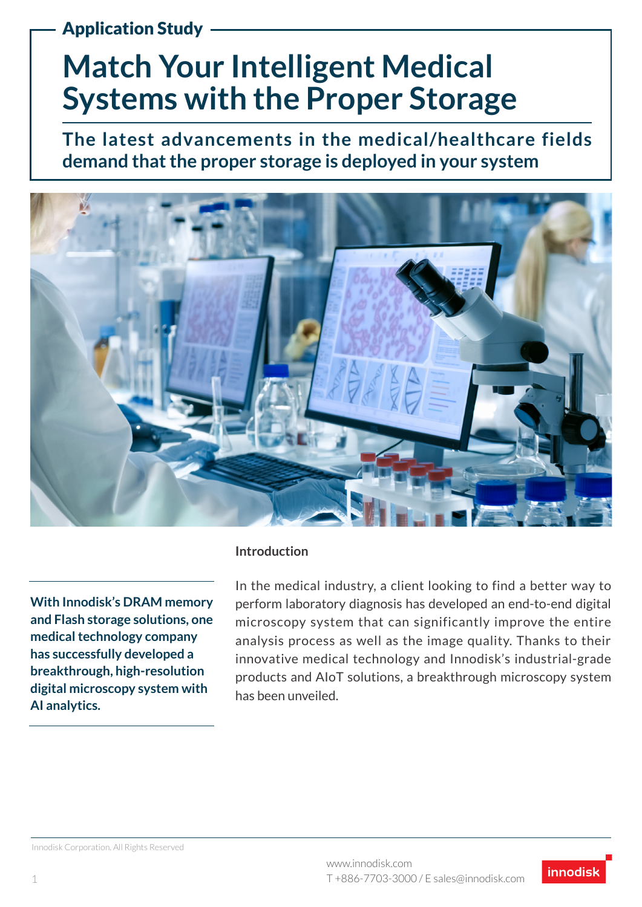Application Study

# Match Your Intelligent Medical Systems with the Proper Storage

## The latest advancements in the medical/healthcare fields demand that the proper storage is deployed in your system

**With Innodisk's DRAM memory and Flash storage solutions, one medical technology company has successfully developed a breakthrough, high-resolution digital microscopy system with AI analytics.**

### Introduction

In the medical industry, a client looking to find a better way to perform laboratory diagnosis has developed an end-to-end digital microscopy system that can significantly improve the entire analysis process as well as the image quality. Thanks to their innovative medical technology and Innodisk's industrial-grade products and AIoT solutions, a breakthrough microscopy system has been unveiled.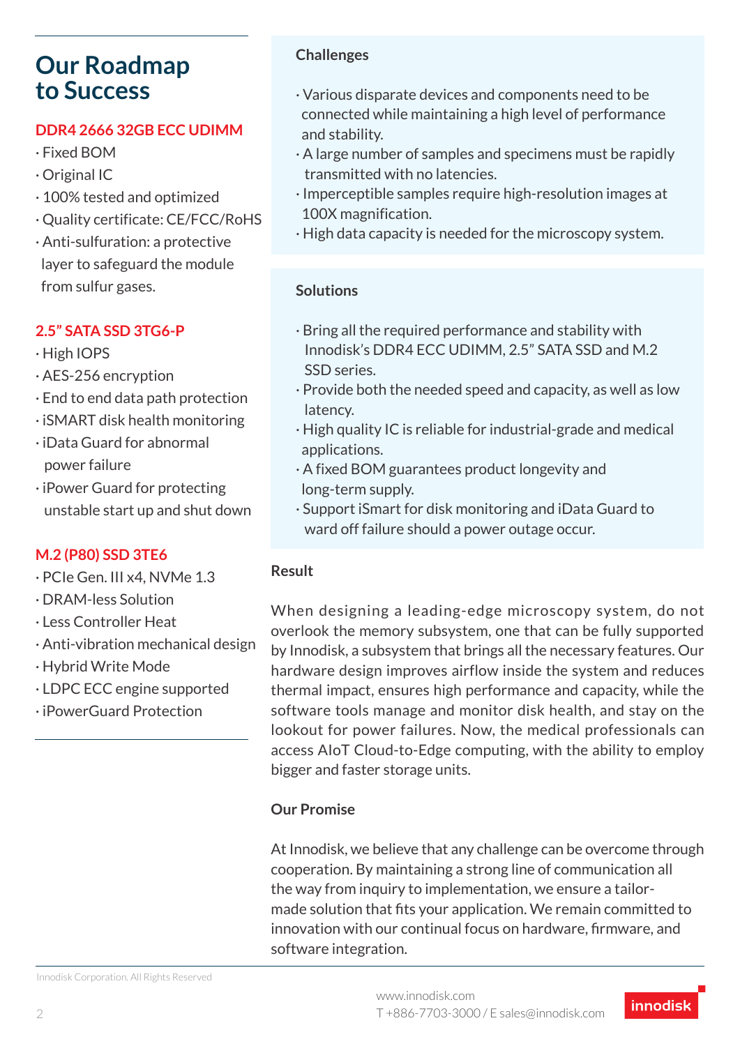## Our Roadmap to Success

### DDR4 2666 32GB ECC UDIMM

- Fixed BOM
- Original IC
- 100% tested and optimized
- Quality certificate: CE/FCC/RoHS
- Anti-sulfuration: a protective layer to safeguard the module from sulfur gases.

### 2.5" SATA SSD 3TG6-P

- High IOPS
- AES-256 encryption
- End to end data path protection
- iSMART disk health monitoring
- iData Guard for abnormal power failure
- iPower Guard for protecting unstable start up and shut down

### M.2 (P80) SSD 3TE6

- PCIe Gen. III x4, NVMe 1.3
- DRAM-less Solution
- Less Controller Heat
- Anti-vibration mechanical design
- Hybrid Write Mode
- LDPC ECC engine supported
- iPowerGuard Protection

### Challenges

- Various disparate devices and components need to be connected while maintaining a high level of performance and stability.
- A large number of samples and specimens must be rapidly transmitted with no latencies.
- Imperceptible samples require high-resolution images at 100X magnification.
- High data capacity is needed for the microscopy system.

### Solutions

- Bring all the required performance and stability with Innodisk's DDR4 ECC UDIMM, 2.5" SATA SSD and M.2 SSD series.
- Provide both the needed speed and capacity, as well as low latency.
- High quality IC is reliable for industrial-grade and medical applications.
- A fixed BOM guarantees product longevity and long-term supply.
- Support iSmart for disk monitoring and iData Guard to ward off failure should a power outage occur.

### Result

When designing a leading-edge microscopy system, do not overlook the memory subsystem, one that can be fully supported by Innodisk, a subsystem that brings all the necessary features. Our hardware design improves airflow inside the system and reduces thermal impact, ensures high performance and capacity, while the software tools manage and monitor disk health, and stay on the lookout for power failures. Now, the medical professionals can access AIoT Cloud-to-Edge computing, with the ability to employ bigger and faster storage units.

### Our Promise

At Innodisk, we believe that any challenge can be overcome through cooperation. By maintaining a strong line of communication all the way from inquiry to implementation, we ensure a tailor-made solution that fits your application. We remain committed to innovation with our continual focus on hardware, firmware, and software integration.

Innodisk Corporation. All Rights Reserved

www.innodisk.com
T +886-7703-3000 / E sales@innodisk.com

innodisk